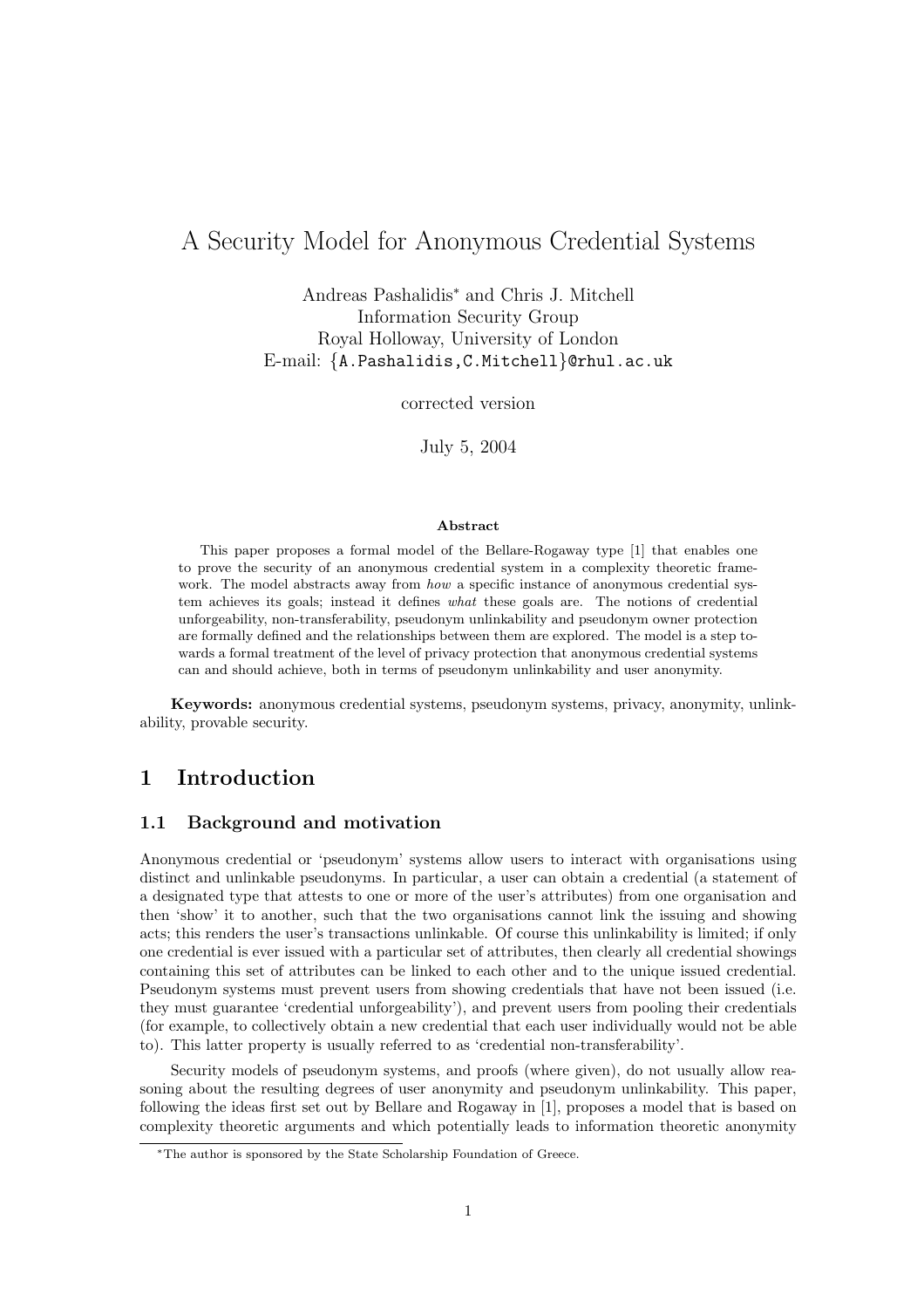# A Security Model for Anonymous Credential Systems

Andreas Pashalidis* and Chris J. Mitchell
Information Security Group
Royal Holloway, University of London
E-mail: {A.Pashalidis,C.Mitchell}@rhul.ac.uk

corrected version

July 5, 2004

**Abstract**

This paper proposes a formal model of the Bellare-Rogaway type [1] that enables one to prove the security of an anonymous credential system in a complexity theoretic framework. The model abstracts away from *how* a specific instance of anonymous credential system achieves its goals; instead it defines *what* these goals are. The notions of credential unforgeability, non-transferability, pseudonym unlinkability and pseudonym owner protection are formally defined and the relationships between them are explored. The model is a step towards a formal treatment of the level of privacy protection that anonymous credential systems can and should achieve, both in terms of pseudonym unlinkability and user anonymity.

**Keywords:** anonymous credential systems, pseudonym systems, privacy, anonymity, unlinkability, provable security.

## 1 Introduction

### 1.1 Background and motivation

Anonymous credential or 'pseudonym' systems allow users to interact with organisations using distinct and unlinkable pseudonyms. In particular, a user can obtain a credential (a statement of a designated type that attests to one or more of the user's attributes) from one organisation and then 'show' it to another, such that the two organisations cannot link the issuing and showing acts; this renders the user's transactions unlinkable. Of course this unlinkability is limited; if only one credential is ever issued with a particular set of attributes, then clearly all credential showings containing this set of attributes can be linked to each other and to the unique issued credential. Pseudonym systems must prevent users from showing credentials that have not been issued (i.e. they must guarantee 'credential unforgeability'), and prevent users from pooling their credentials (for example, to collectively obtain a new credential that each user individually would not be able to). This latter property is usually referred to as 'credential non-transferability'.

Security models of pseudonym systems, and proofs (where given), do not usually allow reasoning about the resulting degrees of user anonymity and pseudonym unlinkability. This paper, following the ideas first set out by Bellare and Rogaway in [1], proposes a model that is based on complexity theoretic arguments and which potentially leads to information theoretic anonymity

*The author is sponsored by the State Scholarship Foundation of Greece.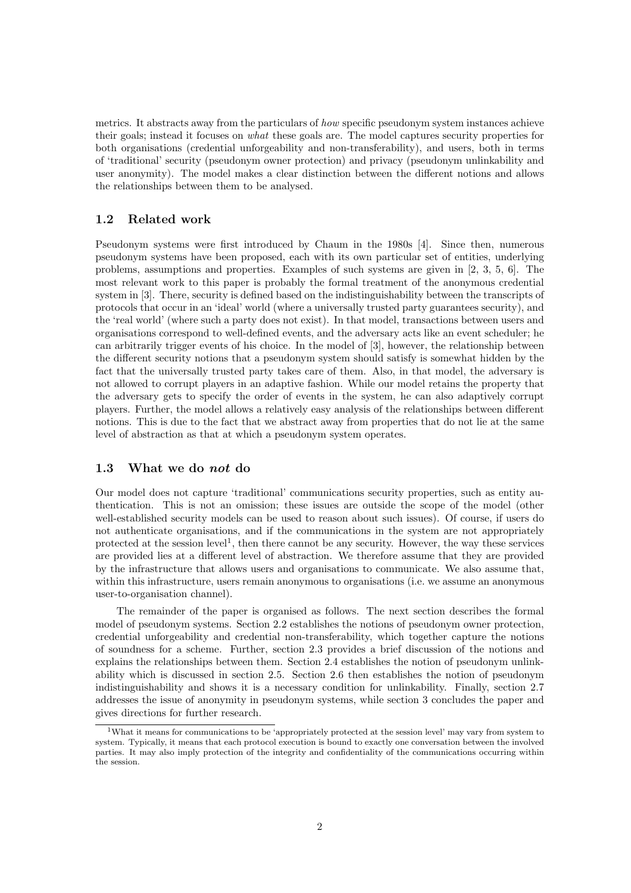metrics. It abstracts away from the particulars of *how* specific pseudonym system instances achieve their goals; instead it focuses on *what* these goals are. The model captures security properties for both organisations (credential unforgeability and non-transferability), and users, both in terms of 'traditional' security (pseudonym owner protection) and privacy (pseudonym unlinkability and user anonymity). The model makes a clear distinction between the different notions and allows the relationships between them to be analysed.

### 1.2 Related work

Pseudonym systems were first introduced by Chaum in the 1980s [4]. Since then, numerous pseudonym systems have been proposed, each with its own particular set of entities, underlying problems, assumptions and properties. Examples of such systems are given in [2, 3, 5, 6]. The most relevant work to this paper is probably the formal treatment of the anonymous credential system in [3]. There, security is defined based on the indistinguishability between the transcripts of protocols that occur in an 'ideal' world (where a universally trusted party guarantees security), and the 'real world' (where such a party does not exist). In that model, transactions between users and organisations correspond to well-defined events, and the adversary acts like an event scheduler; he can arbitrarily trigger events of his choice. In the model of [3], however, the relationship between the different security notions that a pseudonym system should satisfy is somewhat hidden by the fact that the universally trusted party takes care of them. Also, in that model, the adversary is not allowed to corrupt players in an adaptive fashion. While our model retains the property that the adversary gets to specify the order of events in the system, he can also adaptively corrupt players. Further, the model allows a relatively easy analysis of the relationships between different notions. This is due to the fact that we abstract away from properties that do not lie at the same level of abstraction as that at which a pseudonym system operates.

### 1.3 What we do *not* do

Our model does not capture 'traditional' communications security properties, such as entity authentication. This is not an omission; these issues are outside the scope of the model (other well-established security models can be used to reason about such issues). Of course, if users do not authenticate organisations, and if the communications in the system are not appropriately protected at the session level[1], then there cannot be any security. However, the way these services are provided lies at a different level of abstraction. We therefore assume that they are provided by the infrastructure that allows users and organisations to communicate. We also assume that, within this infrastructure, users remain anonymous to organisations (i.e. we assume an anonymous user-to-organisation channel).

The remainder of the paper is organised as follows. The next section describes the formal model of pseudonym systems. Section 2.2 establishes the notions of pseudonym owner protection, credential unforgeability and credential non-transferability, which together capture the notions of soundness for a scheme. Further, section 2.3 provides a brief discussion of the notions and explains the relationships between them. Section 2.4 establishes the notion of pseudonym unlinkability which is discussed in section 2.5. Section 2.6 then establishes the notion of pseudonym indistinguishability and shows it is a necessary condition for unlinkability. Finally, section 2.7 addresses the issue of anonymity in pseudonym systems, while section 3 concludes the paper and gives directions for further research.

[1] What it means for communications to be 'appropriately protected at the session level' may vary from system to system. Typically, it means that each protocol execution is bound to exactly one conversation between the involved parties. It may also imply protection of the integrity and confidentiality of the communications occurring within the session.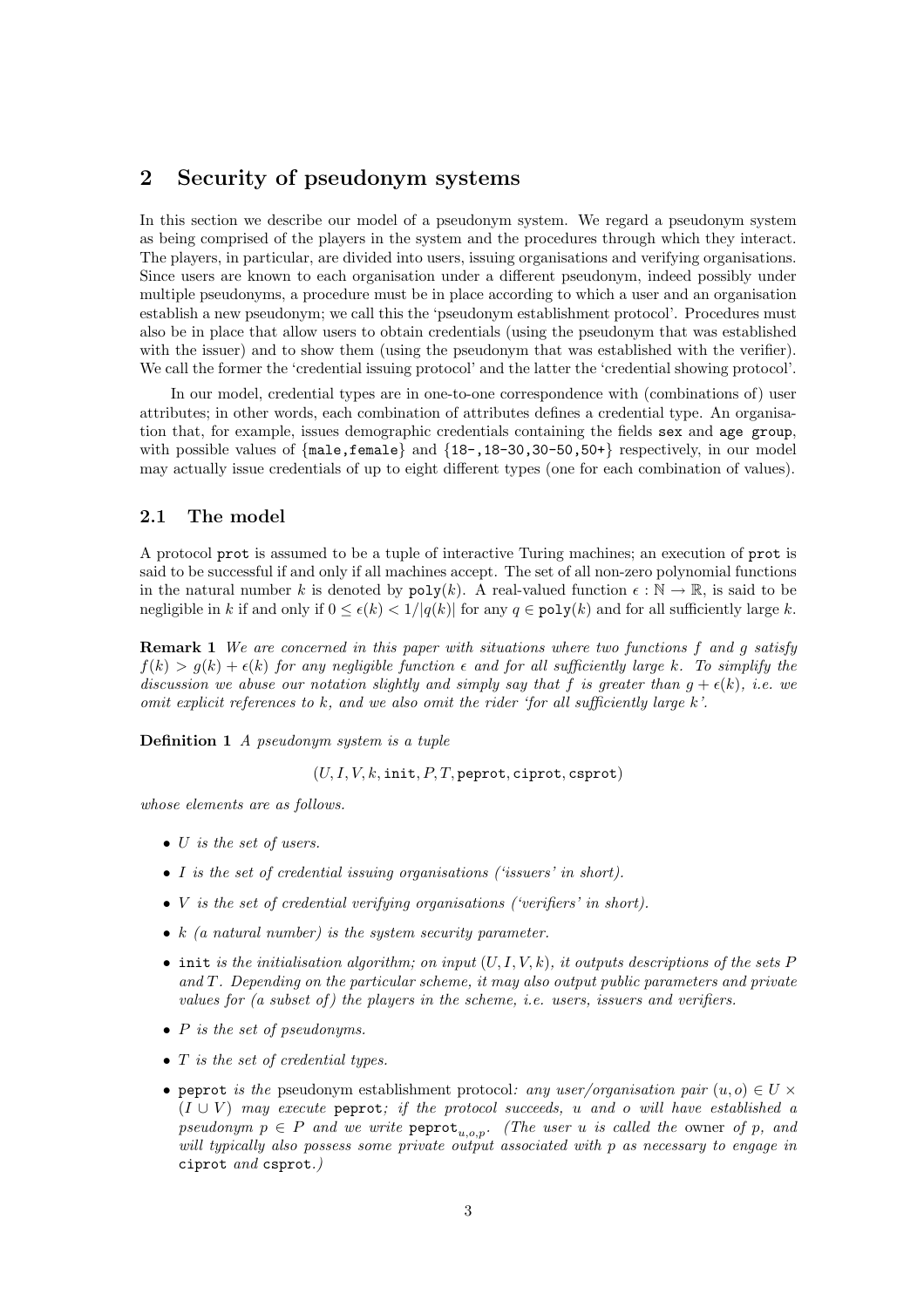## 2 Security of pseudonym systems

In this section we describe our model of a pseudonym system. We regard a pseudonym system as being comprised of the players in the system and the procedures through which they interact. The players, in particular, are divided into users, issuing organisations and verifying organisations. Since users are known to each organisation under a different pseudonym, indeed possibly under multiple pseudonyms, a procedure must be in place according to which a user and an organisation establish a new pseudonym; we call this the 'pseudonym establishment protocol'. Procedures must also be in place that allow users to obtain credentials (using the pseudonym that was established with the issuer) and to show them (using the pseudonym that was established with the verifier). We call the former the 'credential issuing protocol' and the latter the 'credential showing protocol'.

In our model, credential types are in one-to-one correspondence with (combinations of) user attributes; in other words, each combination of attributes defines a credential type. An organisation that, for example, issues demographic credentials containing the fields `sex` and `age group`, with possible values of {`male`,`female`} and {`18-`,`18-30`,`30-50`,`50+`} respectively, in our model may actually issue credentials of up to eight different types (one for each combination of values).

### 2.1 The model

A protocol `prot` is assumed to be a tuple of interactive Turing machines; an execution of `prot` is said to be successful if and only if all machines accept. The set of all non-zero polynomial functions in the natural number $k$ is denoted by $\texttt{poly}(k)$. A real-valued function $\epsilon : \mathbb{N} \to \mathbb{R}$, is said to be negligible in $k$ if and only if $0 \le \epsilon(k) < 1/|q(k)|$ for any $q \in \texttt{poly}(k)$ and for all sufficiently large $k$.

**Remark 1** *We are concerned in this paper with situations where two functions $f$ and $g$ satisfy $f(k) > g(k) + \epsilon(k)$ for any negligible function $\epsilon$ and for all sufficiently large $k$. To simplify the discussion we abuse our notation slightly and simply say that $f$ is greater than $g + \epsilon(k)$, i.e. we omit explicit references to $k$, and we also omit the rider 'for all sufficiently large $k$'.*

**Definition 1** *A pseudonym system is a tuple*

$$(U, I, V, k, \texttt{init}, P, T, \texttt{peprot}, \texttt{ciprot}, \texttt{csprot})$$

*whose elements are as follows.*

- *$U$ is the set of users.*
- *$I$ is the set of credential issuing organisations ('issuers' in short).*
- *$V$ is the set of credential verifying organisations ('verifiers' in short).*
- *$k$ (a natural number) is the system security parameter.*
- *`init` is the initialisation algorithm; on input $(U, I, V, k)$, it outputs descriptions of the sets $P$ and $T$. Depending on the particular scheme, it may also output public parameters and private values for (a subset of) the players in the scheme, i.e. users, issuers and verifiers.*
- *$P$ is the set of pseudonyms.*
- *$T$ is the set of credential types.*
- *`peprot` is the* pseudonym establishment protocol*: any user/organisation pair $(u, o) \in U \times (I \cup V)$ may execute `peprot`; if the protocol succeeds, $u$ and $o$ will have established a pseudonym $p \in P$ and we write $\texttt{peprot}_{u,o,p}$. (The user $u$ is called the* owner *of $p$, and will typically also possess some private output associated with $p$ as necessary to engage in `ciprot` and `csprot`.)*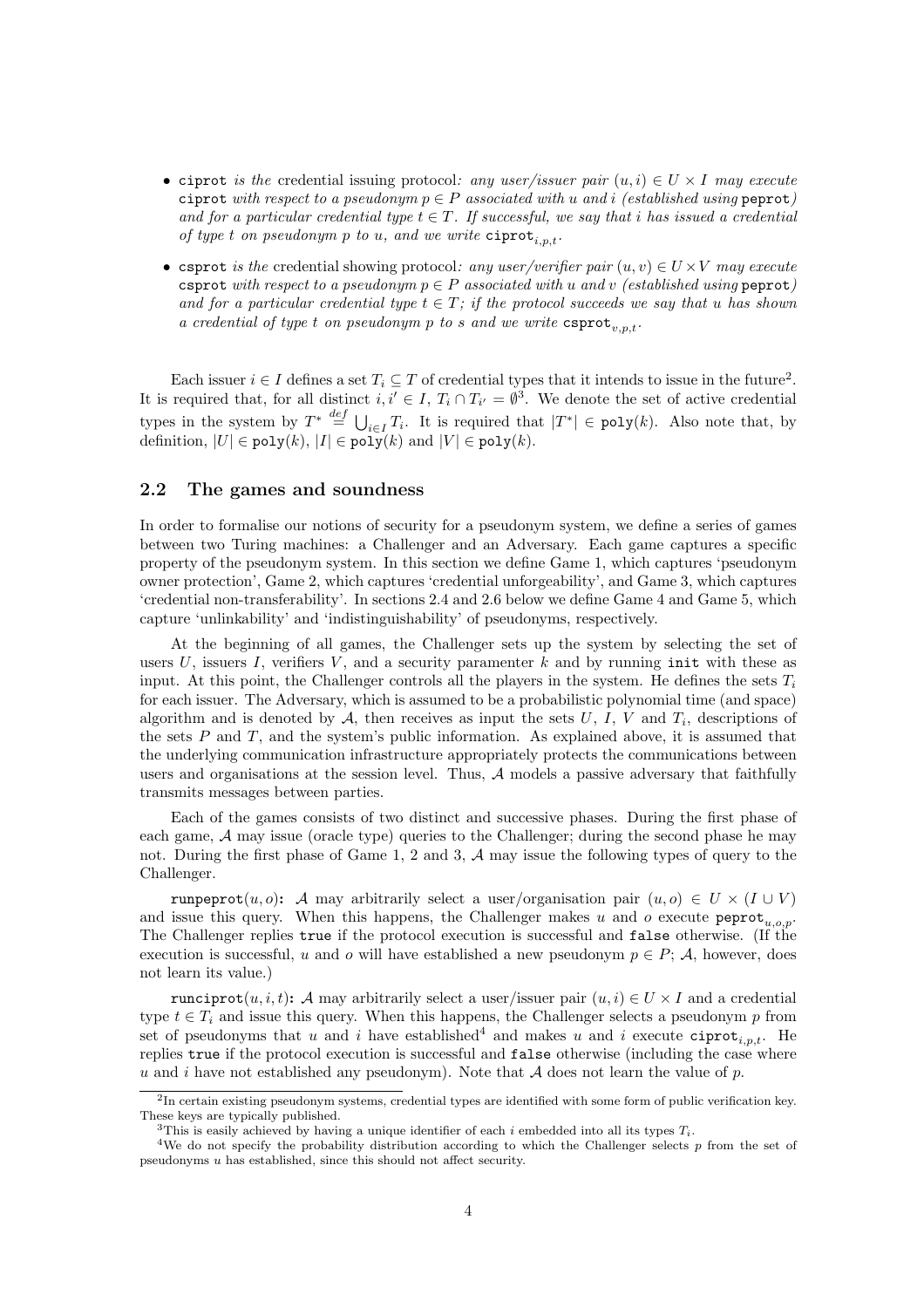- ciprot *is the* credential issuing protocol*: any user/issuer pair $(u, i) \in U \times I$ may execute* ciprot *with respect to a pseudonym $p \in P$ associated with $u$ and $i$ (established using* peprot*) and for a particular credential type $t \in T$. If successful, we say that $i$ has issued a credential of type $t$ on pseudonym $p$ to $u$, and we write* $\mathtt{ciprot}_{i,p,t}$.

- csprot *is the* credential showing protocol*: any user/verifier pair $(u, v) \in U \times V$ may execute* csprot *with respect to a pseudonym $p \in P$ associated with $u$ and $v$ (established using* peprot*) and for a particular credential type $t \in T$; if the protocol succeeds we say that $u$ has shown a credential of type $t$ on pseudonym $p$ to $s$ and we write* $\mathtt{csprot}_{v,p,t}$.

Each issuer $i \in I$ defines a set $T_i \subseteq T$ of credential types that it intends to issue in the future[2]. It is required that, for all distinct $i, i' \in I$, $T_i \cap T_{i'} = \emptyset$[3]. We denote the set of active credential types in the system by $T^* \stackrel{def}{=} \bigcup_{i \in I} T_i$. It is required that $|T^*| \in \mathtt{poly}(k)$. Also note that, by definition, $|U| \in \mathtt{poly}(k)$, $|I| \in \mathtt{poly}(k)$ and $|V| \in \mathtt{poly}(k)$.

## 2.2 The games and soundness

In order to formalise our notions of security for a pseudonym system, we define a series of games between two Turing machines: a Challenger and an Adversary. Each game captures a specific property of the pseudonym system. In this section we define Game 1, which captures 'pseudonym owner protection', Game 2, which captures 'credential unforgeability', and Game 3, which captures 'credential non-transferability'. In sections 2.4 and 2.6 below we define Game 4 and Game 5, which capture 'unlinkability' and 'indistinguishability' of pseudonyms, respectively.

At the beginning of all games, the Challenger sets up the system by selecting the set of users $U$, issuers $I$, verifiers $V$, and a security paramenter $k$ and by running init with these as input. At this point, the Challenger controls all the players in the system. He defines the sets $T_i$ for each issuer. The Adversary, which is assumed to be a probabilistic polynomial time (and space) algorithm and is denoted by $\mathcal{A}$, then receives as input the sets $U$, $I$, $V$ and $T_i$, descriptions of the sets $P$ and $T$, and the system's public information. As explained above, it is assumed that the underlying communication infrastructure appropriately protects the communications between users and organisations at the session level. Thus, $\mathcal{A}$ models a passive adversary that faithfully transmits messages between parties.

Each of the games consists of two distinct and successive phases. During the first phase of each game, $\mathcal{A}$ may issue (oracle type) queries to the Challenger; during the second phase he may not. During the first phase of Game 1, 2 and 3, $\mathcal{A}$ may issue the following types of query to the Challenger.

**runpeprot$(u, o)$:** $\mathcal{A}$ may arbitrarily select a user/organisation pair $(u, o) \in U \times (I \cup V)$ and issue this query. When this happens, the Challenger makes $u$ and $o$ execute $\mathtt{peprot}_{u,o,p}$. The Challenger replies true if the protocol execution is successful and false otherwise. (If the execution is successful, $u$ and $o$ will have established a new pseudonym $p \in P$; $\mathcal{A}$, however, does not learn its value.)

**runciprot$(u, i, t)$:** $\mathcal{A}$ may arbitrarily select a user/issuer pair $(u, i) \in U \times I$ and a credential type $t \in T_i$ and issue this query. When this happens, the Challenger selects a pseudonym $p$ from set of pseudonyms that $u$ and $i$ have established[4] and makes $u$ and $i$ execute $\mathtt{ciprot}_{i,p,t}$. He replies true if the protocol execution is successful and false otherwise (including the case where $u$ and $i$ have not established any pseudonym). Note that $\mathcal{A}$ does not learn the value of $p$.

---

[2] In certain existing pseudonym systems, credential types are identified with some form of public verification key. These keys are typically published.

[3] This is easily achieved by having a unique identifier of each $i$ embedded into all its types $T_i$.

[4] We do not specify the probability distribution according to which the Challenger selects $p$ from the set of pseudonyms $u$ has established, since this should not affect security.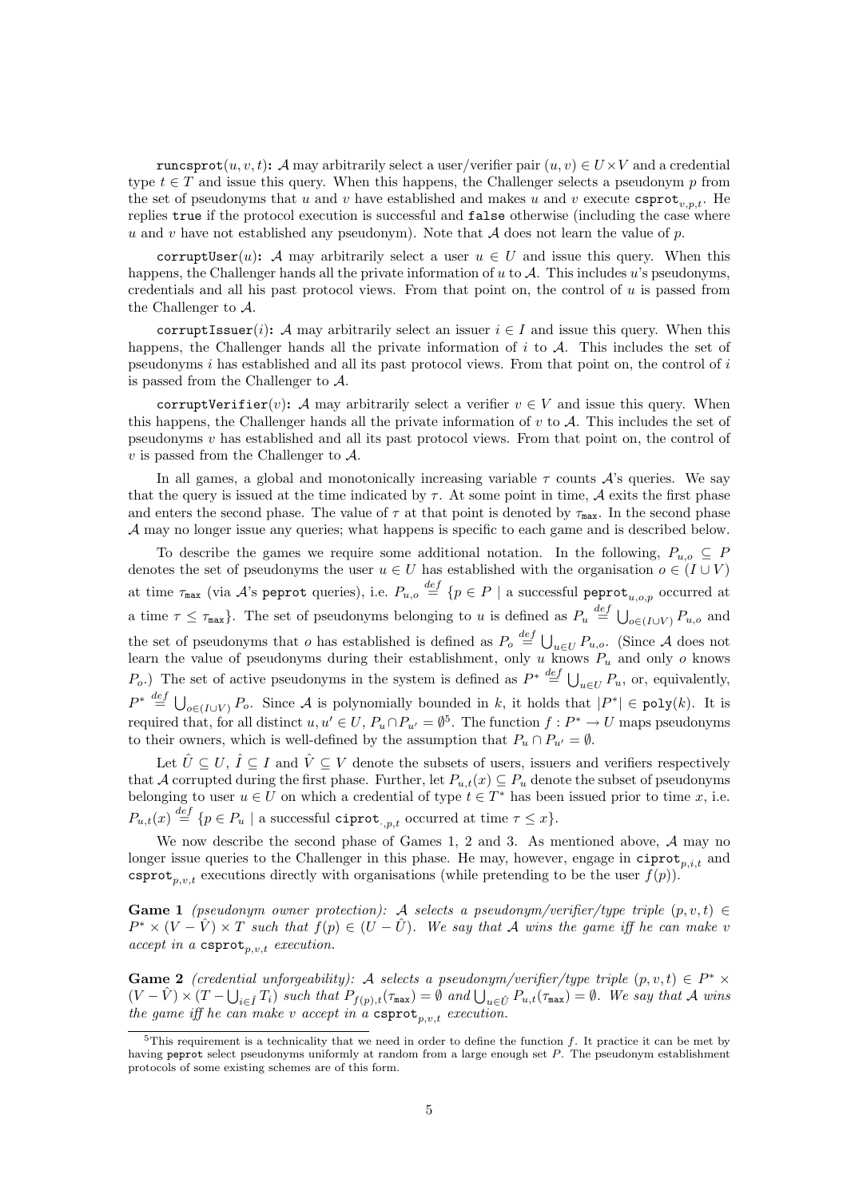`runcsprot`$(u, v, t)$**:** $\mathcal{A}$ may arbitrarily select a user/verifier pair $(u, v) \in U \times V$ and a credential type $t \in T$ and issue this query. When this happens, the Challenger selects a pseudonym $p$ from the set of pseudonyms that $u$ and $v$ have established and makes $u$ and $v$ execute $\texttt{csprot}_{v,p,t}$. He replies `true` if the protocol execution is successful and `false` otherwise (including the case where $u$ and $v$ have not established any pseudonym). Note that $\mathcal{A}$ does not learn the value of $p$.

`corruptUser`$(u)$**:** $\mathcal{A}$ may arbitrarily select a user $u \in U$ and issue this query. When this happens, the Challenger hands all the private information of $u$ to $\mathcal{A}$. This includes $u$'s pseudonyms, credentials and all his past protocol views. From that point on, the control of $u$ is passed from the Challenger to $\mathcal{A}$.

`corruptIssuer`$(i)$**:** $\mathcal{A}$ may arbitrarily select an issuer $i \in I$ and issue this query. When this happens, the Challenger hands all the private information of $i$ to $\mathcal{A}$. This includes the set of pseudonyms $i$ has established and all its past protocol views. From that point on, the control of $i$ is passed from the Challenger to $\mathcal{A}$.

`corruptVerifier`$(v)$**:** $\mathcal{A}$ may arbitrarily select a verifier $v \in V$ and issue this query. When this happens, the Challenger hands all the private information of $v$ to $\mathcal{A}$. This includes the set of pseudonyms $v$ has established and all its past protocol views. From that point on, the control of $v$ is passed from the Challenger to $\mathcal{A}$.

In all games, a global and monotonically increasing variable $\tau$ counts $\mathcal{A}$'s queries. We say that the query is issued at the time indicated by $\tau$. At some point in time, $\mathcal{A}$ exits the first phase and enters the second phase. The value of $\tau$ at that point is denoted by $\tau_{\texttt{max}}$. In the second phase $\mathcal{A}$ may no longer issue any queries; what happens is specific to each game and is described below.

To describe the games we require some additional notation. In the following, $P_{u,o} \subseteq P$ denotes the set of pseudonyms the user $u \in U$ has established with the organisation $o \in (I \cup V)$ at time $\tau_{\texttt{max}}$ (via $\mathcal{A}$'s `peprot` queries), i.e. $P_{u,o} \stackrel{def}{=} \{p \in P \mid \text{a successful } \texttt{peprot}_{u,o,p} \text{ occurred at a time } \tau \leq \tau_{\texttt{max}}\}$. The set of pseudonyms belonging to $u$ is defined as $P_u \stackrel{def}{=} \bigcup_{o \in (I \cup V)} P_{u,o}$ and the set of pseudonyms that $o$ has established is defined as $P_o \stackrel{def}{=} \bigcup_{u \in U} P_{u,o}$. (Since $\mathcal{A}$ does not learn the value of pseudonyms during their establishment, only $u$ knows $P_u$ and only $o$ knows $P_o$.) The set of active pseudonyms in the system is defined as $P^* \stackrel{def}{=} \bigcup_{u \in U} P_u$, or, equivalently, $P^* \stackrel{def}{=} \bigcup_{o \in (I \cup V)} P_o$. Since $\mathcal{A}$ is polynomially bounded in $k$, it holds that $|P^*| \in \texttt{poly}(k)$. It is required that, for all distinct $u, u' \in U$, $P_u \cap P_{u'} = \emptyset$[5]. The function $f : P^* \rightarrow U$ maps pseudonyms to their owners, which is well-defined by the assumption that $P_u \cap P_{u'} = \emptyset$.

Let $\hat{U} \subseteq U$, $\hat{I} \subseteq I$ and $\hat{V} \subseteq V$ denote the subsets of users, issuers and verifiers respectively that $\mathcal{A}$ corrupted during the first phase. Further, let $P_{u,t}(x) \subseteq P_u$ denote the subset of pseudonyms belonging to user $u \in U$ on which a credential of type $t \in T^*$ has been issued prior to time $x$, i.e. $P_{u,t}(x) \stackrel{def}{=} \{p \in P_u \mid \text{a successful } \texttt{ciprot}_{\cdot,p,t} \text{ occurred at time } \tau \leq x\}$.

We now describe the second phase of Games 1, 2 and 3. As mentioned above, $\mathcal{A}$ may no longer issue queries to the Challenger in this phase. He may, however, engage in $\texttt{ciprot}_{p,i,t}$ and $\texttt{csprot}_{p,v,t}$ executions directly with organisations (while pretending to be the user $f(p)$).

**Game 1** *(pseudonym owner protection): $\mathcal{A}$ selects a pseudonym/verifier/type triple $(p, v, t) \in P^* \times (V - \hat{V}) \times T$ such that $f(p) \in (U - \hat{U})$. We say that $\mathcal{A}$ wins the game iff he can make $v$ accept in a $\texttt{csprot}_{p,v,t}$ execution.*

**Game 2** *(credential unforgeability): $\mathcal{A}$ selects a pseudonym/verifier/type triple $(p, v, t) \in P^* \times (V - \hat{V}) \times (T - \bigcup_{i \in \hat{I}} T_i)$ such that $P_{f(p),t}(\tau_{\texttt{max}}) = \emptyset$ and $\bigcup_{u \in \hat{U}} P_{u,t}(\tau_{\texttt{max}}) = \emptyset$. We say that $\mathcal{A}$ wins the game iff he can make $v$ accept in a $\texttt{csprot}_{p,v,t}$ execution.*

---

[5] This requirement is a technicality that we need in order to define the function $f$. It practice it can be met by having `peprot` select pseudonyms uniformly at random from a large enough set $P$. The pseudonym establishment protocols of some existing schemes are of this form.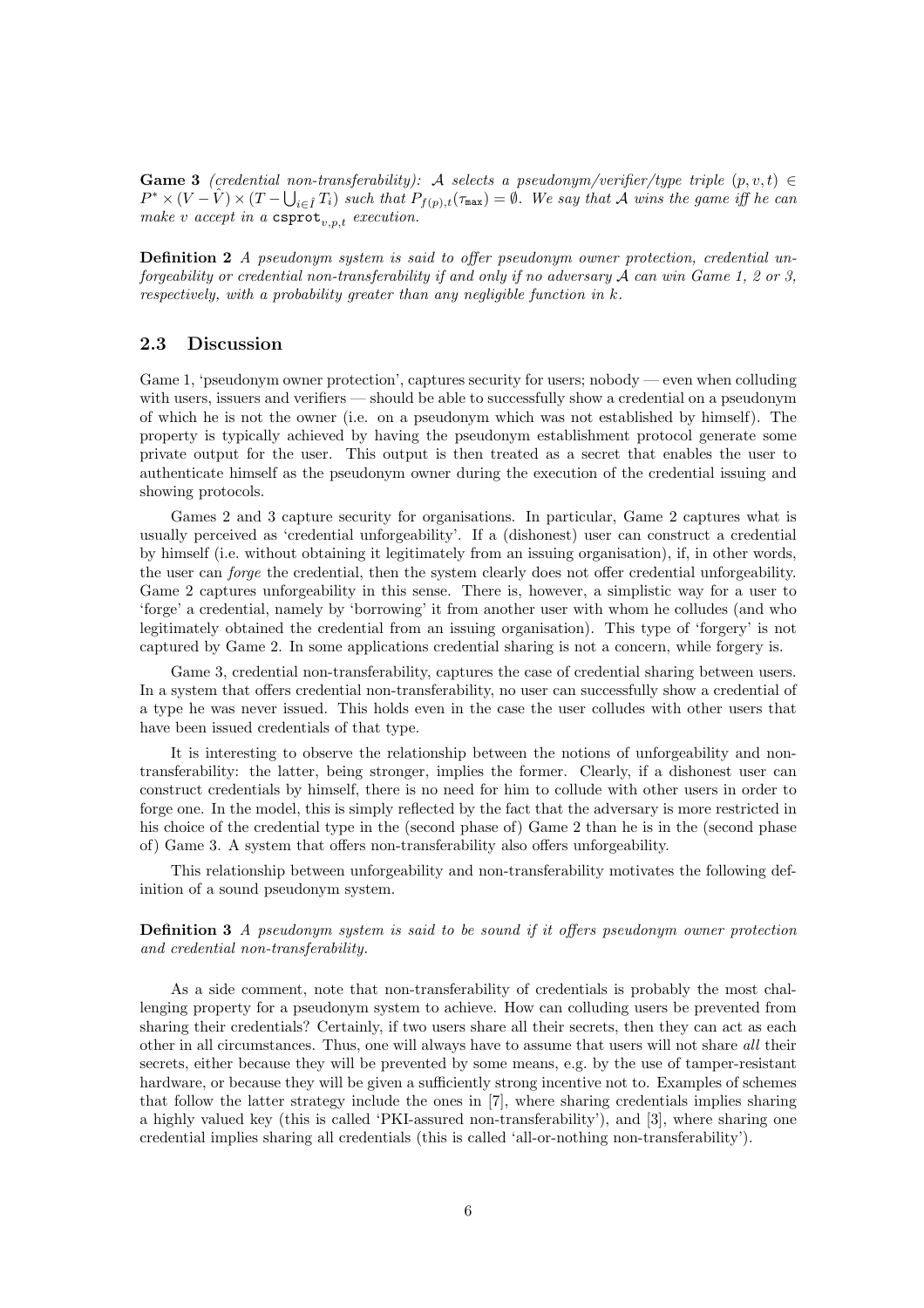**Game 3** *(credential non-transferability):* $\mathcal{A}$ *selects a pseudonym/verifier/type triple* $(p, v, t) \in P^* \times (V - \hat{V}) \times (T - \bigcup_{i \in \hat{I}} T_i)$ *such that* $P_{f(p),t}(\tau_{\mathtt{max}}) = \emptyset$*. We say that* $\mathcal{A}$ *wins the game iff he can make* $v$ *accept in a* $\mathtt{csprot}_{v,p,t}$ *execution.*

**Definition 2** *A pseudonym system is said to offer pseudonym owner protection, credential unforgeability or credential non-transferability if and only if no adversary* $\mathcal{A}$ *can win Game 1, 2 or 3, respectively, with a probability greater than any negligible function in* $k$*.*

## 2.3 Discussion

Game 1, 'pseudonym owner protection', captures security for users; nobody — even when colluding with users, issuers and verifiers — should be able to successfully show a credential on a pseudonym of which he is not the owner (i.e. on a pseudonym which was not established by himself). The property is typically achieved by having the pseudonym establishment protocol generate some private output for the user. This output is then treated as a secret that enables the user to authenticate himself as the pseudonym owner during the execution of the credential issuing and showing protocols.

Games 2 and 3 capture security for organisations. In particular, Game 2 captures what is usually perceived as 'credential unforgeability'. If a (dishonest) user can construct a credential by himself (i.e. without obtaining it legitimately from an issuing organisation), if, in other words, the user can *forge* the credential, then the system clearly does not offer credential unforgeability. Game 2 captures unforgeability in this sense. There is, however, a simplistic way for a user to 'forge' a credential, namely by 'borrowing' it from another user with whom he colludes (and who legitimately obtained the credential from an issuing organisation). This type of 'forgery' is not captured by Game 2. In some applications credential sharing is not a concern, while forgery is.

Game 3, credential non-transferability, captures the case of credential sharing between users. In a system that offers credential non-transferability, no user can successfully show a credential of a type he was never issued. This holds even in the case the user colludes with other users that have been issued credentials of that type.

It is interesting to observe the relationship between the notions of unforgeability and non-transferability: the latter, being stronger, implies the former. Clearly, if a dishonest user can construct credentials by himself, there is no need for him to collude with other users in order to forge one. In the model, this is simply reflected by the fact that the adversary is more restricted in his choice of the credential type in the (second phase of) Game 2 than he is in the (second phase of) Game 3. A system that offers non-transferability also offers unforgeability.

This relationship between unforgeability and non-transferability motivates the following definition of a sound pseudonym system.

**Definition 3** *A pseudonym system is said to be sound if it offers pseudonym owner protection and credential non-transferability.*

As a side comment, note that non-transferability of credentials is probably the most challenging property for a pseudonym system to achieve. How can colluding users be prevented from sharing their credentials? Certainly, if two users share all their secrets, then they can act as each other in all circumstances. Thus, one will always have to assume that users will not share *all* their secrets, either because they will be prevented by some means, e.g. by the use of tamper-resistant hardware, or because they will be given a sufficiently strong incentive not to. Examples of schemes that follow the latter strategy include the ones in [7], where sharing credentials implies sharing a highly valued key (this is called 'PKI-assured non-transferability'), and [3], where sharing one credential implies sharing all credentials (this is called 'all-or-nothing non-transferability').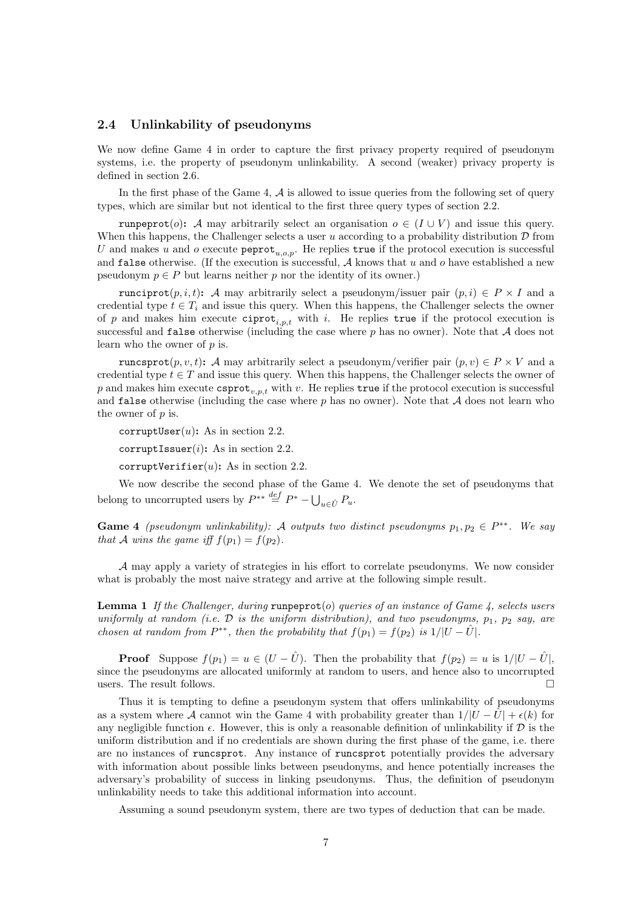### 2.4 Unlinkability of pseudonyms

We now define Game 4 in order to capture the first privacy property required of pseudonym systems, i.e. the property of pseudonym unlinkability. A second (weaker) privacy property is defined in section 2.6.

In the first phase of the Game 4, $\mathcal{A}$ is allowed to issue queries from the following set of query types, which are similar but not identical to the first three query types of section 2.2.

`runpeprot`($o$)**:** $\mathcal{A}$ may arbitrarily select an organisation $o \in (I \cup V)$ and issue this query. When this happens, the Challenger selects a user $u$ according to a probability distribution $\mathcal{D}$ from $U$ and makes $u$ and $o$ execute $\texttt{peprot}_{u,o,p}$. He replies `true` if the protocol execution is successful and `false` otherwise. (If the execution is successful, $\mathcal{A}$ knows that $u$ and $o$ have established a new pseudonym $p \in P$ but learns neither $p$ nor the identity of its owner.)

`runciprot`($p, i, t$)**:** $\mathcal{A}$ may arbitrarily select a pseudonym/issuer pair $(p, i) \in P \times I$ and a credential type $t \in T_i$ and issue this query. When this happens, the Challenger selects the owner of $p$ and makes him execute $\texttt{ciprot}_{i,p,t}$ with $i$. He replies `true` if the protocol execution is successful and `false` otherwise (including the case where $p$ has no owner). Note that $\mathcal{A}$ does not learn who the owner of $p$ is.

`runcsprot`($p, v, t$)**:** $\mathcal{A}$ may arbitrarily select a pseudonym/verifier pair $(p, v) \in P \times V$ and a credential type $t \in T$ and issue this query. When this happens, the Challenger selects the owner of $p$ and makes him execute $\texttt{csprot}_{v,p,t}$ with $v$. He replies `true` if the protocol execution is successful and `false` otherwise (including the case where $p$ has no owner). Note that $\mathcal{A}$ does not learn who the owner of $p$ is.

`corruptUser`($u$)**:** As in section 2.2.

`corruptIssuer`($i$)**:** As in section 2.2.

`corruptVerifier`($u$)**:** As in section 2.2.

We now describe the second phase of the Game 4. We denote the set of pseudonyms that belong to uncorrupted users by $P^{**} \stackrel{def}{=} P^* - \bigcup_{u \in \hat{U}} P_u$.

**Game 4** *(pseudonym unlinkability): $\mathcal{A}$ outputs two distinct pseudonyms $p_1, p_2 \in P^{**}$. We say that $\mathcal{A}$ wins the game iff $f(p_1) = f(p_2)$.*

$\mathcal{A}$ may apply a variety of strategies in his effort to correlate pseudonyms. We now consider what is probably the most naive strategy and arrive at the following simple result.

**Lemma 1** *If the Challenger, during* `runpeprot`($o$) *queries of an instance of Game 4, selects users uniformly at random (i.e. $\mathcal{D}$ is the uniform distribution), and two pseudonyms, $p_1$, $p_2$ say, are chosen at random from $P^{**}$, then the probability that $f(p_1) = f(p_2)$ is $1/|U - \hat{U}|$.*

**Proof** Suppose $f(p_1) = u \in (U - \hat{U})$. Then the probability that $f(p_2) = u$ is $1/|U - \hat{U}|$, since the pseudonyms are allocated uniformly at random to users, and hence also to uncorrupted users. The result follows. $\square$

Thus it is tempting to define a pseudonym system that offers unlinkability of pseudonyms as a system where $\mathcal{A}$ cannot win the Game 4 with probability greater than $1/|U - \hat{U}| + \epsilon(k)$ for any negligible function $\epsilon$. However, this is only a reasonable definition of unlinkability if $\mathcal{D}$ is the uniform distribution and if no credentials are shown during the first phase of the game, i.e. there are no instances of `runcsprot`. Any instance of `runcsprot` potentially provides the adversary with information about possible links between pseudonyms, and hence potentially increases the adversary's probability of success in linking pseudonyms. Thus, the definition of pseudonym unlinkability needs to take this additional information into account.

Assuming a sound pseudonym system, there are two types of deduction that can be made.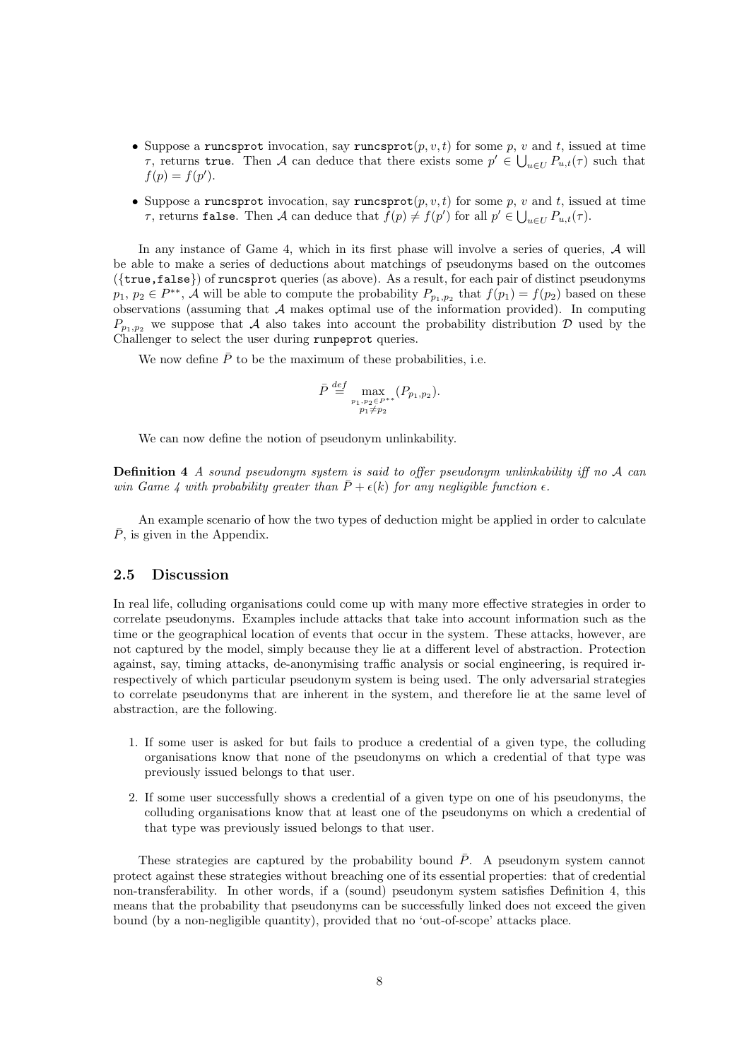- Suppose a `runcsprot` invocation, say $\texttt{runcsprot}(p, v, t)$ for some $p$, $v$ and $t$, issued at time $\tau$, returns `true`. Then $\mathcal{A}$ can deduce that there exists some $p' \in \bigcup_{u \in U} P_{u,t}(\tau)$ such that $f(p) = f(p')$.
- Suppose a `runcsprot` invocation, say $\texttt{runcsprot}(p, v, t)$ for some $p$, $v$ and $t$, issued at time $\tau$, returns `false`. Then $\mathcal{A}$ can deduce that $f(p) \neq f(p')$ for all $p' \in \bigcup_{u \in U} P_{u,t}(\tau)$.

In any instance of Game 4, which in its first phase will involve a series of queries, $\mathcal{A}$ will be able to make a series of deductions about matchings of pseudonyms based on the outcomes ({`true`,`false`}) of `runcsprot` queries (as above). As a result, for each pair of distinct pseudonyms $p_1, p_2 \in P^{**}$, $\mathcal{A}$ will be able to compute the probability $P_{p_1,p_2}$ that $f(p_1) = f(p_2)$ based on these observations (assuming that $\mathcal{A}$ makes optimal use of the information provided). In computing $P_{p_1,p_2}$ we suppose that $\mathcal{A}$ also takes into account the probability distribution $\mathcal{D}$ used by the Challenger to select the user during `runpeprot` queries.

We now define $\bar{P}$ to be the maximum of these probabilities, i.e.

$$\bar{P} \stackrel{def}{=} \max_{\substack{p_1, p_2 \in P^{**} \\ p_1 \neq p_2}} (P_{p_1,p_2}).$$

We can now define the notion of pseudonym unlinkability.

**Definition 4** *A sound pseudonym system is said to offer pseudonym unlinkability iff no $\mathcal{A}$ can win Game 4 with probability greater than $\bar{P} + \epsilon(k)$ for any negligible function $\epsilon$.*

An example scenario of how the two types of deduction might be applied in order to calculate $\bar{P}$, is given in the Appendix.

## 2.5 Discussion

In real life, colluding organisations could come up with many more effective strategies in order to correlate pseudonyms. Examples include attacks that take into account information such as the time or the geographical location of events that occur in the system. These attacks, however, are not captured by the model, simply because they lie at a different level of abstraction. Protection against, say, timing attacks, de-anonymising traffic analysis or social engineering, is required irrespectively of which particular pseudonym system is being used. The only adversarial strategies to correlate pseudonyms that are inherent in the system, and therefore lie at the same level of abstraction, are the following.

1. If some user is asked for but fails to produce a credential of a given type, the colluding organisations know that none of the pseudonyms on which a credential of that type was previously issued belongs to that user.
2. If some user successfully shows a credential of a given type on one of his pseudonyms, the colluding organisations know that at least one of the pseudonyms on which a credential of that type was previously issued belongs to that user.

These strategies are captured by the probability bound $\bar{P}$. A pseudonym system cannot protect against these strategies without breaching one of its essential properties: that of credential non-transferability. In other words, if a (sound) pseudonym system satisfies Definition 4, this means that the probability that pseudonyms can be successfully linked does not exceed the given bound (by a non-negligible quantity), provided that no 'out-of-scope' attacks place.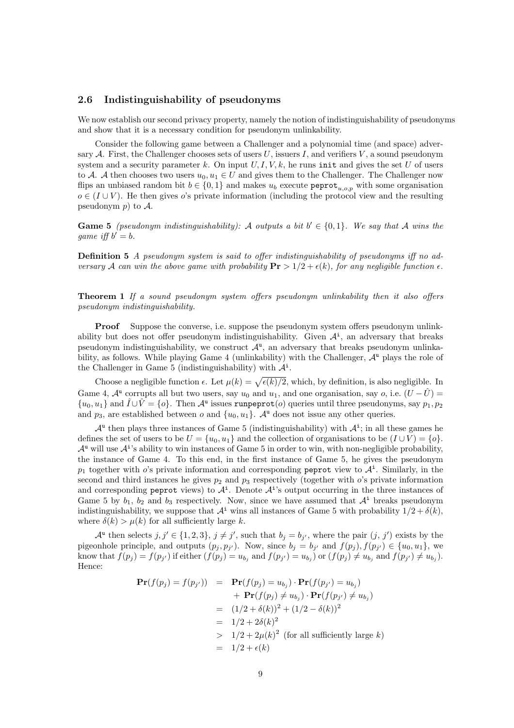### 2.6 Indistinguishability of pseudonyms

We now establish our second privacy property, namely the notion of indistinguishability of pseudonyms and show that it is a necessary condition for pseudonym unlinkability.

Consider the following game between a Challenger and a polynomial time (and space) adversary $\mathcal{A}$. First, the Challenger chooses sets of users $U$, issuers $I$, and verifiers $V$, a sound pseudonym system and a security parameter $k$. On input $U, I, V, k$, he runs `init` and gives the set $U$ of users to $\mathcal{A}$. $\mathcal{A}$ then chooses two users $u_0, u_1 \in U$ and gives them to the Challenger. The Challenger now flips an unbiased random bit $b \in \{0, 1\}$ and makes $u_b$ execute $\texttt{peprot}_{u,o,p}$ with some organisation $o \in (I \cup V)$. He then gives $o$'s private information (including the protocol view and the resulting pseudonym $p$) to $\mathcal{A}$.

**Game 5** *(pseudonym indistinguishability): $\mathcal{A}$ outputs a bit $b' \in \{0, 1\}$. We say that $\mathcal{A}$ wins the game iff $b' = b$.*

**Definition 5** *A pseudonym system is said to offer indistinguishability of pseudonyms iff no adversary $\mathcal{A}$ can win the above game with probability $\mathbf{Pr} > 1/2 + \epsilon(k)$, for any negligible function $\epsilon$.*

**Theorem 1** *If a sound pseudonym system offers pseudonym unlinkability then it also offers pseudonym indistinguishability.*

**Proof** Suppose the converse, i.e. suppose the pseudonym system offers pseudonym unlinkability but does not offer pseudonym indistinguishability. Given $\mathcal{A}^{\mathtt{i}}$, an adversary that breaks pseudonym indistinguishability, we construct $\mathcal{A}^{\mathtt{u}}$, an adversary that breaks pseudonym unlinkability, as follows. While playing Game 4 (unlinkability) with the Challenger, $\mathcal{A}^{\mathtt{u}}$ plays the role of the Challenger in Game 5 (indistinguishability) with $\mathcal{A}^{\mathtt{i}}$.

Choose a negligible function $\epsilon$. Let $\mu(k) = \sqrt{\epsilon(k)/2}$, which, by definition, is also negligible. In Game 4, $\mathcal{A}^{\mathtt{u}}$ corrupts all but two users, say $u_0$ and $u_1$, and one organisation, say $o$, i.e. $(U - \hat{U}) = \{u_0, u_1\}$ and $\hat{I} \cup \hat{V} = \{o\}$. Then $\mathcal{A}^{\mathtt{u}}$ issues `runpeprot`$(o)$ queries until three pseudonyms, say $p_1, p_2$ and $p_3$, are established between $o$ and $\{u_0, u_1\}$. $\mathcal{A}^{\mathtt{u}}$ does not issue any other queries.

$\mathcal{A}^{\mathtt{u}}$ then plays three instances of Game 5 (indistinguishability) with $\mathcal{A}^{\mathtt{i}}$; in all these games he defines the set of users to be $U = \{u_0, u_1\}$ and the collection of organisations to be $(I \cup V) = \{o\}$. $\mathcal{A}^{\mathtt{u}}$ will use $\mathcal{A}^{\mathtt{i}}$'s ability to win instances of Game 5 in order to win, with non-negligible probability, the instance of Game 4. To this end, in the first instance of Game 5, he gives the pseudonym $p_1$ together with $o$'s private information and corresponding `peprot` view to $\mathcal{A}^{\mathtt{i}}$. Similarly, in the second and third instances he gives $p_2$ and $p_3$ respectively (together with $o$'s private information and corresponding `peprot` views) to $\mathcal{A}^{\mathtt{i}}$. Denote $\mathcal{A}^{\mathtt{i}}$'s output occurring in the three instances of Game 5 by $b_1$, $b_2$ and $b_3$ respectively. Now, since we have assumed that $\mathcal{A}^{\mathtt{i}}$ breaks pseudonym indistinguishability, we suppose that $\mathcal{A}^{\mathtt{i}}$ wins all instances of Game 5 with probability $1/2 + \delta(k)$, where $\delta(k) > \mu(k)$ for all sufficiently large $k$.

$\mathcal{A}^{\mathtt{u}}$ then selects $j, j' \in \{1, 2, 3\}$, $j \neq j'$, such that $b_j = b_{j'}$, where the pair $(j,\, j')$ exists by the pigeonhole principle, and outputs $(p_j, p_{j'})$. Now, since $b_j = b_{j'}$ and $f(p_j), f(p_{j'}) \in \{u_0, u_1\}$, we know that $f(p_j) = f(p_{j'})$ if either ($f(p_j) = u_{b_j}$ and $f(p_{j'}) = u_{b_j}$) or ($f(p_j) \neq u_{b_j}$ and $f(p_{j'}) \neq u_{b_j}$). Hence:

$$
\begin{aligned}
\mathbf{Pr}(f(p_j) = f(p_{j'})) &= \mathbf{Pr}(f(p_j) = u_{b_j}) \cdot \mathbf{Pr}(f(p_{j'}) = u_{b_j}) \\
&\quad + \mathbf{Pr}(f(p_j) \neq u_{b_j}) \cdot \mathbf{Pr}(f(p_{j'}) \neq u_{b_j}) \\
&= (1/2 + \delta(k))^2 + (1/2 - \delta(k))^2 \\
&= 1/2 + 2\delta(k)^2 \\
&> 1/2 + 2\mu(k)^2 \ \text{(for all sufficiently large } k\text{)} \\
&= 1/2 + \epsilon(k)
\end{aligned}
$$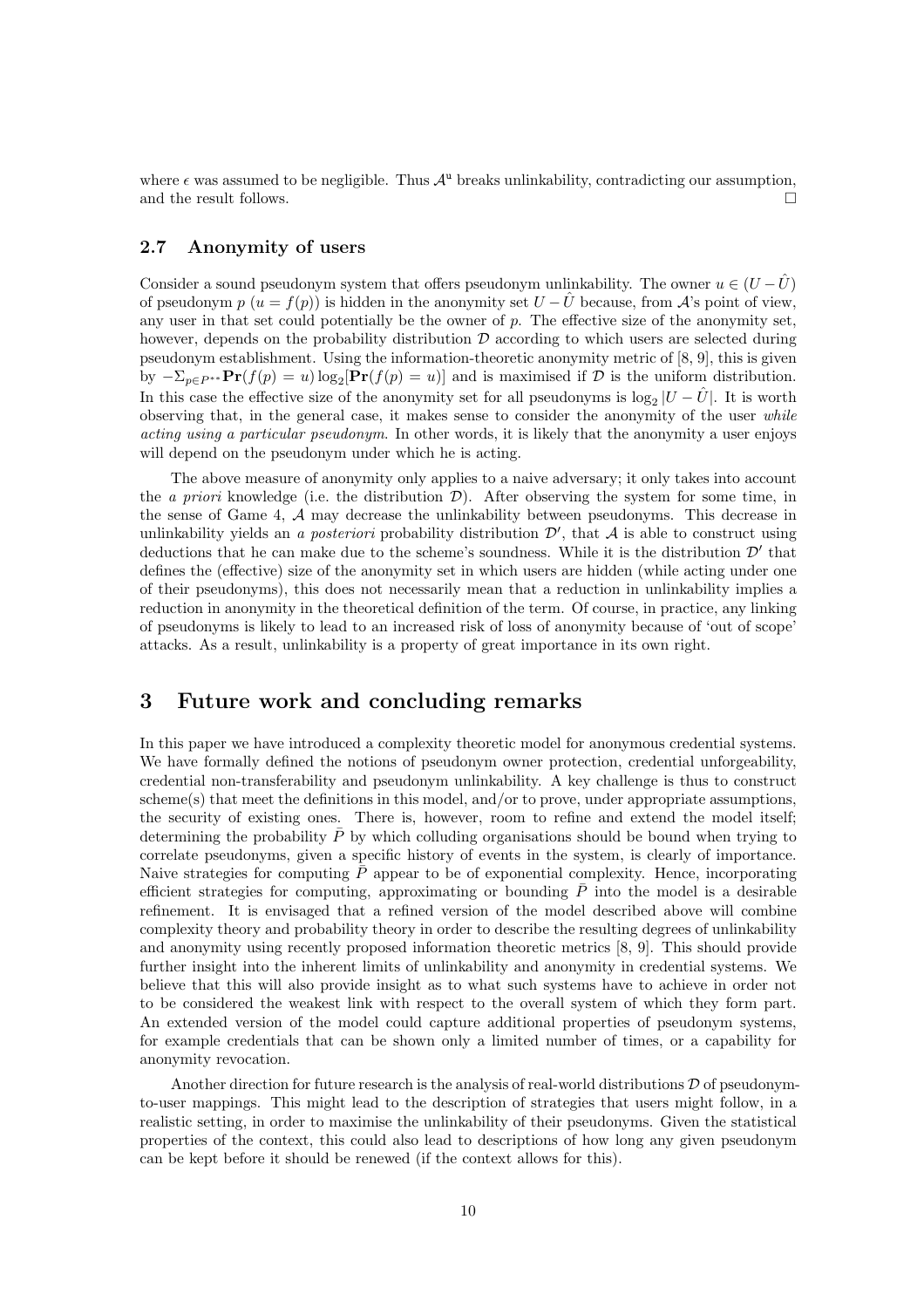where $\epsilon$ was assumed to be negligible. Thus $\mathcal{A}^{\mathrm{u}}$ breaks unlinkability, contradicting our assumption, and the result follows. □

### 2.7 Anonymity of users

Consider a sound pseudonym system that offers pseudonym unlinkability. The owner $u \in (U - \hat{U})$ of pseudonym $p$ ($u = f(p)$) is hidden in the anonymity set $U - \hat{U}$ because, from $\mathcal{A}$'s point of view, any user in that set could potentially be the owner of $p$. The effective size of the anonymity set, however, depends on the probability distribution $\mathcal{D}$ according to which users are selected during pseudonym establishment. Using the information-theoretic anonymity metric of [8, 9], this is given by $-\Sigma_{p \in P^{**}} \mathbf{Pr}(f(p) = u) \log_2[\mathbf{Pr}(f(p) = u)]$ and is maximised if $\mathcal{D}$ is the uniform distribution. In this case the effective size of the anonymity set for all pseudonyms is $\log_2 |U - \hat{U}|$. It is worth observing that, in the general case, it makes sense to consider the anonymity of the user *while acting using a particular pseudonym*. In other words, it is likely that the anonymity a user enjoys will depend on the pseudonym under which he is acting.

The above measure of anonymity only applies to a naive adversary; it only takes into account the *a priori* knowledge (i.e. the distribution $\mathcal{D}$). After observing the system for some time, in the sense of Game 4, $\mathcal{A}$ may decrease the unlinkability between pseudonyms. This decrease in unlinkability yields an *a posteriori* probability distribution $\mathcal{D}'$, that $\mathcal{A}$ is able to construct using deductions that he can make due to the scheme's soundness. While it is the distribution $\mathcal{D}'$ that defines the (effective) size of the anonymity set in which users are hidden (while acting under one of their pseudonyms), this does not necessarily mean that a reduction in unlinkability implies a reduction in anonymity in the theoretical definition of the term. Of course, in practice, any linking of pseudonyms is likely to lead to an increased risk of loss of anonymity because of 'out of scope' attacks. As a result, unlinkability is a property of great importance in its own right.

## 3 Future work and concluding remarks

In this paper we have introduced a complexity theoretic model for anonymous credential systems. We have formally defined the notions of pseudonym owner protection, credential unforgeability, credential non-transferability and pseudonym unlinkability. A key challenge is thus to construct scheme(s) that meet the definitions in this model, and/or to prove, under appropriate assumptions, the security of existing ones. There is, however, room to refine and extend the model itself; determining the probability $\bar{P}$ by which colluding organisations should be bound when trying to correlate pseudonyms, given a specific history of events in the system, is clearly of importance. Naive strategies for computing $\bar{P}$ appear to be of exponential complexity. Hence, incorporating efficient strategies for computing, approximating or bounding $\bar{P}$ into the model is a desirable refinement. It is envisaged that a refined version of the model described above will combine complexity theory and probability theory in order to describe the resulting degrees of unlinkability and anonymity using recently proposed information theoretic metrics [8, 9]. This should provide further insight into the inherent limits of unlinkability and anonymity in credential systems. We believe that this will also provide insight as to what such systems have to achieve in order not to be considered the weakest link with respect to the overall system of which they form part. An extended version of the model could capture additional properties of pseudonym systems, for example credentials that can be shown only a limited number of times, or a capability for anonymity revocation.

Another direction for future research is the analysis of real-world distributions $\mathcal{D}$ of pseudonym-to-user mappings. This might lead to the description of strategies that users might follow, in a realistic setting, in order to maximise the unlinkability of their pseudonyms. Given the statistical properties of the context, this could also lead to descriptions of how long any given pseudonym can be kept before it should be renewed (if the context allows for this).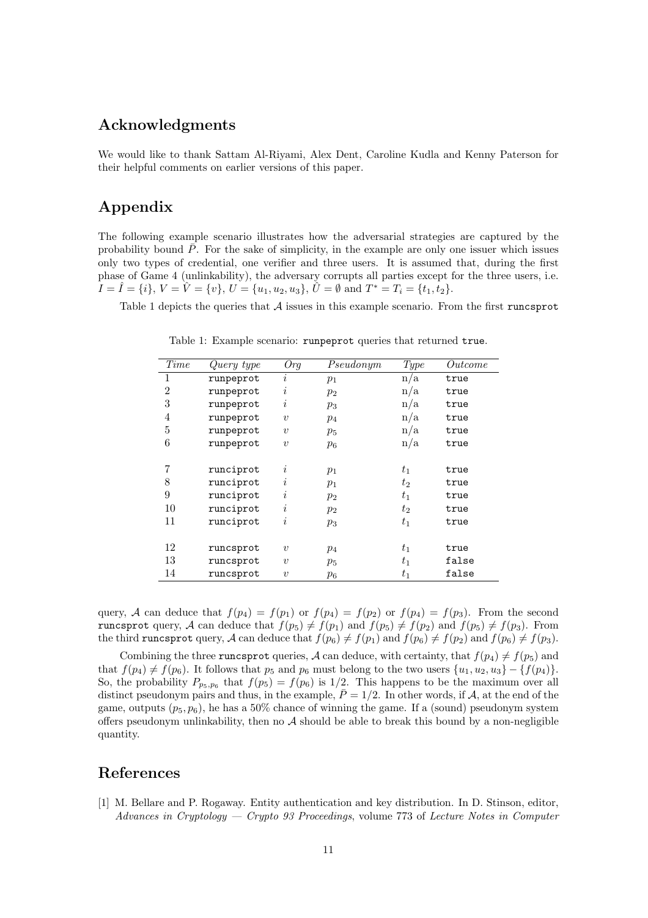## Acknowledgments

We would like to thank Sattam Al-Riyami, Alex Dent, Caroline Kudla and Kenny Paterson for their helpful comments on earlier versions of this paper.

## Appendix

The following example scenario illustrates how the adversarial strategies are captured by the probability bound $\bar{P}$. For the sake of simplicity, in the example are only one issuer which issues only two types of credential, one verifier and three users. It is assumed that, during the first phase of Game 4 (unlinkability), the adversary corrupts all parties except for the three users, i.e. $I = \hat{I} = \{i\}$, $V = \hat{V} = \{v\}$, $U = \{u_1, u_2, u_3\}$, $\hat{U} = \emptyset$ and $T^* = T_i = \{t_1, t_2\}$.

Table 1 depicts the queries that $\mathcal{A}$ issues in this example scenario. From the first `runcsprot` query, $\mathcal{A}$ can deduce that $f(p_4) = f(p_1)$ or $f(p_4) = f(p_2)$ or $f(p_4) = f(p_3)$. From the second `runcsprot` query, $\mathcal{A}$ can deduce that $f(p_5) \neq f(p_1)$ and $f(p_5) \neq f(p_2)$ and $f(p_5) \neq f(p_3)$. From the third `runcsprot` query, $\mathcal{A}$ can deduce that $f(p_6) \neq f(p_1)$ and $f(p_6) \neq f(p_2)$ and $f(p_6) \neq f(p_3)$.

Table 1: Example scenario: `runpeprot` queries that returned `true`.

| *Time* | *Query type* | *Org* | *Pseudonym* | *Type* | *Outcome* |
|---|---|---|---|---|---|
| 1 | `runpeprot` | $i$ | $p_1$ | n/a | `true` |
| 2 | `runpeprot` | $i$ | $p_2$ | n/a | `true` |
| 3 | `runpeprot` | $i$ | $p_3$ | n/a | `true` |
| 4 | `runpeprot` | $v$ | $p_4$ | n/a | `true` |
| 5 | `runpeprot` | $v$ | $p_5$ | n/a | `true` |
| 6 | `runpeprot` | $v$ | $p_6$ | n/a | `true` |
| 7 | `runciprot` | $i$ | $p_1$ | $t_1$ | `true` |
| 8 | `runciprot` | $i$ | $p_1$ | $t_2$ | `true` |
| 9 | `runciprot` | $i$ | $p_2$ | $t_1$ | `true` |
| 10 | `runciprot` | $i$ | $p_2$ | $t_2$ | `true` |
| 11 | `runciprot` | $i$ | $p_3$ | $t_1$ | `true` |
| 12 | `runcsprot` | $v$ | $p_4$ | $t_1$ | `true` |
| 13 | `runcsprot` | $v$ | $p_5$ | $t_1$ | `false` |
| 14 | `runcsprot` | $v$ | $p_6$ | $t_1$ | `false` |

Combining the three `runcsprot` queries, $\mathcal{A}$ can deduce, with certainty, that $f(p_4) \neq f(p_5)$ and that $f(p_4) \neq f(p_6)$. It follows that $p_5$ and $p_6$ must belong to the two users $\{u_1, u_2, u_3\} - \{f(p_4)\}$. So, the probability $P_{p_5,p_6}$ that $f(p_5) = f(p_6)$ is $1/2$. This happens to be the maximum over all distinct pseudonym pairs and thus, in the example, $\bar{P} = 1/2$. In other words, if $\mathcal{A}$, at the end of the game, outputs $(p_5, p_6)$, he has a 50% chance of winning the game. If a (sound) pseudonym system offers pseudonym unlinkability, then no $\mathcal{A}$ should be able to break this bound by a non-negligible quantity.

## References

[1] M. Bellare and P. Rogaway. Entity authentication and key distribution. In D. Stinson, editor, *Advances in Cryptology — Crypto 93 Proceedings*, volume 773 of *Lecture Notes in Computer*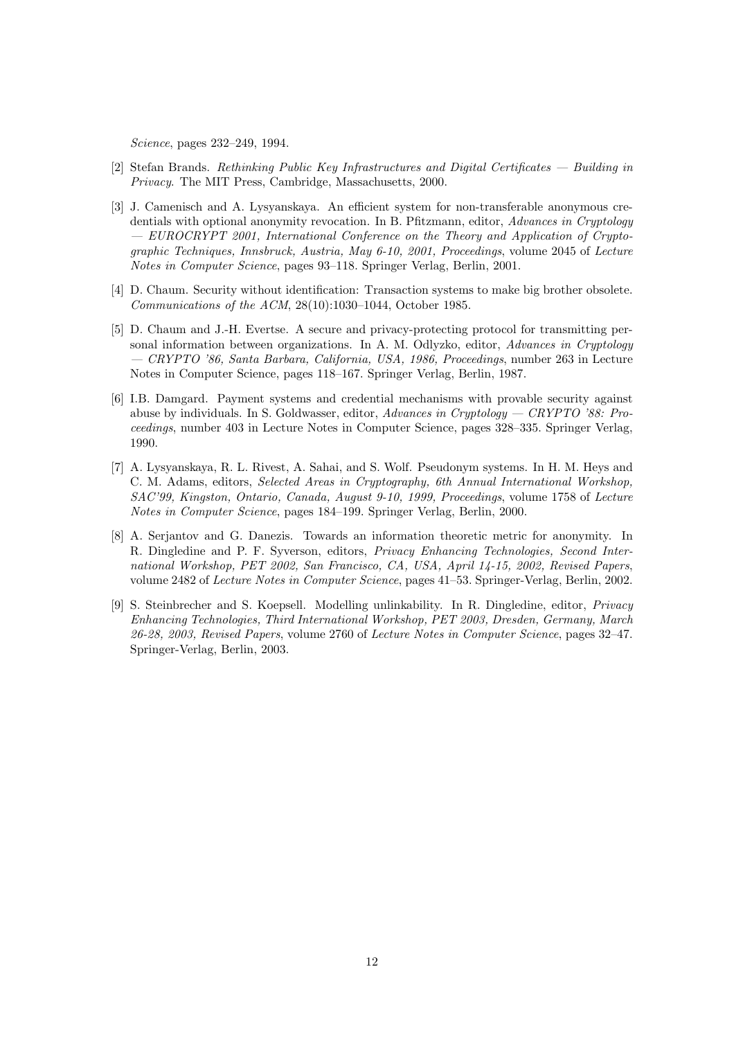*Science*, pages 232–249, 1994.

[2] Stefan Brands. *Rethinking Public Key Infrastructures and Digital Certificates — Building in Privacy*. The MIT Press, Cambridge, Massachusetts, 2000.

[3] J. Camenisch and A. Lysyanskaya. An efficient system for non-transferable anonymous credentials with optional anonymity revocation. In B. Pfitzmann, editor, *Advances in Cryptology — EUROCRYPT 2001, International Conference on the Theory and Application of Cryptographic Techniques, Innsbruck, Austria, May 6-10, 2001, Proceedings*, volume 2045 of *Lecture Notes in Computer Science*, pages 93–118. Springer Verlag, Berlin, 2001.

[4] D. Chaum. Security without identification: Transaction systems to make big brother obsolete. *Communications of the ACM*, 28(10):1030–1044, October 1985.

[5] D. Chaum and J.-H. Evertse. A secure and privacy-protecting protocol for transmitting personal information between organizations. In A. M. Odlyzko, editor, *Advances in Cryptology — CRYPTO '86, Santa Barbara, California, USA, 1986, Proceedings*, number 263 in Lecture Notes in Computer Science, pages 118–167. Springer Verlag, Berlin, 1987.

[6] I.B. Damgard. Payment systems and credential mechanisms with provable security against abuse by individuals. In S. Goldwasser, editor, *Advances in Cryptology — CRYPTO '88: Proceedings*, number 403 in Lecture Notes in Computer Science, pages 328–335. Springer Verlag, 1990.

[7] A. Lysyanskaya, R. L. Rivest, A. Sahai, and S. Wolf. Pseudonym systems. In H. M. Heys and C. M. Adams, editors, *Selected Areas in Cryptography, 6th Annual International Workshop, SAC'99, Kingston, Ontario, Canada, August 9-10, 1999, Proceedings*, volume 1758 of *Lecture Notes in Computer Science*, pages 184–199. Springer Verlag, Berlin, 2000.

[8] A. Serjantov and G. Danezis. Towards an information theoretic metric for anonymity. In R. Dingledine and P. F. Syverson, editors, *Privacy Enhancing Technologies, Second International Workshop, PET 2002, San Francisco, CA, USA, April 14-15, 2002, Revised Papers*, volume 2482 of *Lecture Notes in Computer Science*, pages 41–53. Springer-Verlag, Berlin, 2002.

[9] S. Steinbrecher and S. Koepsell. Modelling unlinkability. In R. Dingledine, editor, *Privacy Enhancing Technologies, Third International Workshop, PET 2003, Dresden, Germany, March 26-28, 2003, Revised Papers*, volume 2760 of *Lecture Notes in Computer Science*, pages 32–47. Springer-Verlag, Berlin, 2003.